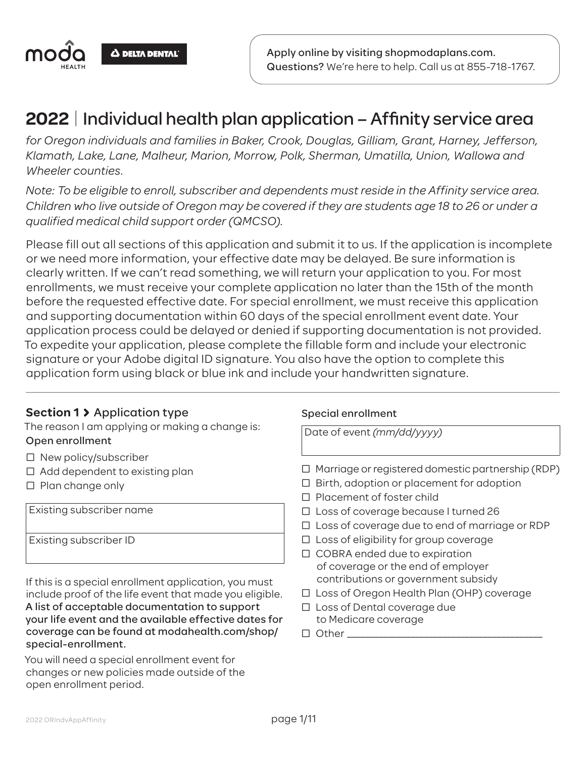moda HEALTH | DELTA DENTAL

Apply online by visiting shopmodaplans.com.
**Questions?** We're here to help. Call us at 855-718-1767.

# 2022 | Individual health plan application – Affinity service area

*for Oregon individuals and families in Baker, Crook, Douglas, Gilliam, Grant, Harney, Jefferson, Klamath, Lake, Lane, Malheur, Marion, Morrow, Polk, Sherman, Umatilla, Union, Wallowa and Wheeler counties.*

*Note: To be eligible to enroll, subscriber and dependents must reside in the Affinity service area. Children who live outside of Oregon may be covered if they are students age 18 to 26 or under a qualified medical child support order (QMCSO).*

Please fill out all sections of this application and submit it to us. If the application is incomplete or we need more information, your effective date may be delayed. Be sure information is clearly written. If we can't read something, we will return your application to you. For most enrollments, we must receive your complete application no later than the 15th of the month before the requested effective date. For special enrollment, we must receive this application and supporting documentation within 60 days of the special enrollment event date. Your application process could be delayed or denied if supporting documentation is not provided. To expedite your application, please complete the fillable form and include your electronic signature or your Adobe digital ID signature. You also have the option to complete this application form using black or blue ink and include your handwritten signature.

---

## Section 1 › Application type

The reason I am applying or making a change is:

**Open enrollment**

- ☐ New policy/subscriber
- ☐ Add dependent to existing plan
- ☐ Plan change only

| Existing subscriber name |
|---|
| Existing subscriber ID |

If this is a special enrollment application, you must include proof of the life event that made you eligible. **A list of acceptable documentation to support your life event and the available effective dates for coverage can be found at modahealth.com/shop/special-enrollment.**

You will need a special enrollment event for changes or new policies made outside of the open enrollment period.

**Special enrollment**

| Date of event *(mm/dd/yyyy)* |
|---|

- ☐ Marriage or registered domestic partnership (RDP)
- ☐ Birth, adoption or placement for adoption
- ☐ Placement of foster child
- ☐ Loss of coverage because I turned 26
- ☐ Loss of coverage due to end of marriage or RDP
- ☐ Loss of eligibility for group coverage
- ☐ COBRA ended due to expiration of coverage or the end of employer contributions or government subsidy
- ☐ Loss of Oregon Health Plan (OHP) coverage
- ☐ Loss of Dental coverage due to Medicare coverage
- ☐ Other ______________________________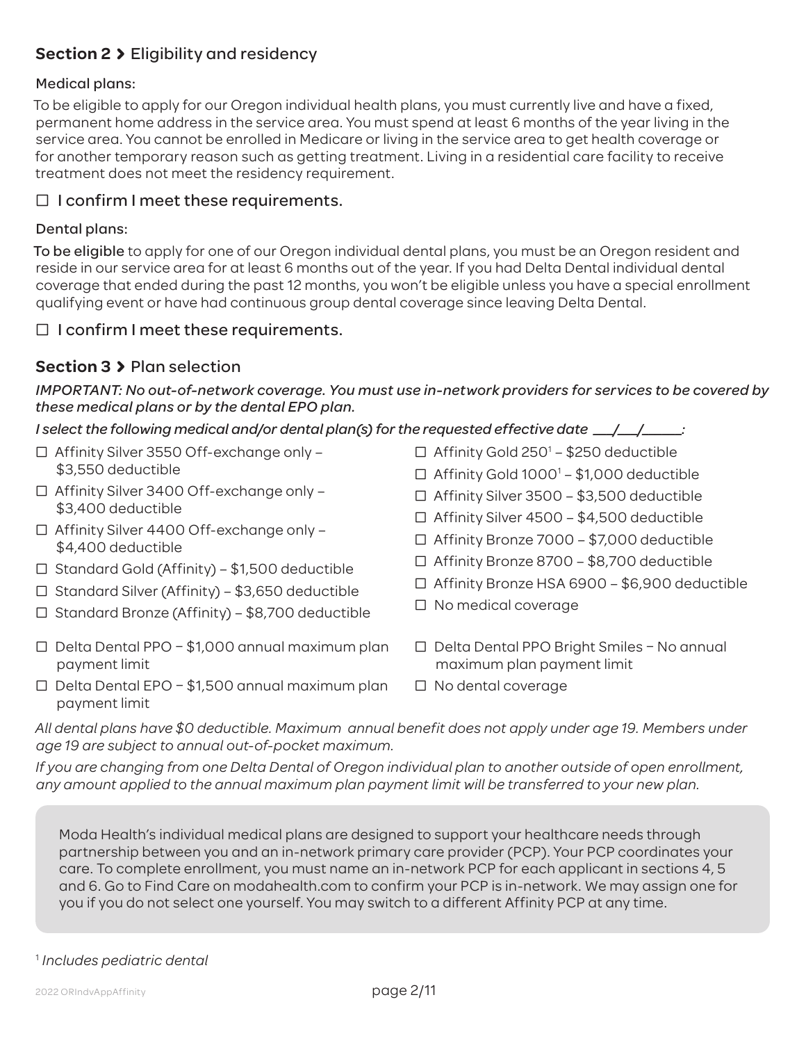## Section 2 › Eligibility and residency

### Medical plans:

To be eligible to apply for our Oregon individual health plans, you must currently live and have a fixed, permanent home address in the service area. You must spend at least 6 months of the year living in the service area. You cannot be enrolled in Medicare or living in the service area to get health coverage or for another temporary reason such as getting treatment. Living in a residential care facility to receive treatment does not meet the residency requirement.

☐ I confirm I meet these requirements.

### Dental plans:

To be eligible to apply for one of our Oregon individual dental plans, you must be an Oregon resident and reside in our service area for at least 6 months out of the year. If you had Delta Dental individual dental coverage that ended during the past 12 months, you won't be eligible unless you have a special enrollment qualifying event or have had continuous group dental coverage since leaving Delta Dental.

☐ I confirm I meet these requirements.

## Section 3 › Plan selection

*IMPORTANT: No out-of-network coverage. You must use in-network providers for services to be covered by these medical plans or by the dental EPO plan.*

*I select the following medical and/or dental plan(s) for the requested effective date \_\_\_/\_\_\_/\_\_\_\_\_:*

- ☐ Affinity Silver 3550 Off-exchange only – $3,550 deductible
- ☐ Affinity Silver 3400 Off-exchange only – $3,400 deductible
- ☐ Affinity Silver 4400 Off-exchange only – $4,400 deductible
- ☐ Standard Gold (Affinity) – $1,500 deductible
- ☐ Standard Silver (Affinity) – $3,650 deductible
- ☐ Standard Bronze (Affinity) – $8,700 deductible
- ☐ Affinity Gold 250[1] – $250 deductible
- ☐ Affinity Gold 1000[1] – $1,000 deductible
- ☐ Affinity Silver 3500 – $3,500 deductible
- ☐ Affinity Silver 4500 – $4,500 deductible
- ☐ Affinity Bronze 7000 – $7,000 deductible
- ☐ Affinity Bronze 8700 – $8,700 deductible
- ☐ Affinity Bronze HSA 6900 – $6,900 deductible
- ☐ No medical coverage

- ☐ Delta Dental PPO – $1,000 annual maximum plan payment limit
- ☐ Delta Dental EPO – $1,500 annual maximum plan payment limit
- ☐ Delta Dental PPO Bright Smiles – No annual maximum plan payment limit
- ☐ No dental coverage

*All dental plans have $0 deductible. Maximum annual benefit does not apply under age 19. Members under age 19 are subject to annual out-of-pocket maximum.*

*If you are changing from one Delta Dental of Oregon individual plan to another outside of open enrollment, any amount applied to the annual maximum plan payment limit will be transferred to your new plan.*

Moda Health's individual medical plans are designed to support your healthcare needs through partnership between you and an in-network primary care provider (PCP). Your PCP coordinates your care. To complete enrollment, you must name an in-network PCP for each applicant in sections 4, 5 and 6. Go to Find Care on modahealth.com to confirm your PCP is in-network. We may assign one for you if you do not select one yourself. You may switch to a different Affinity PCP at any time.

[1] *Includes pediatric dental*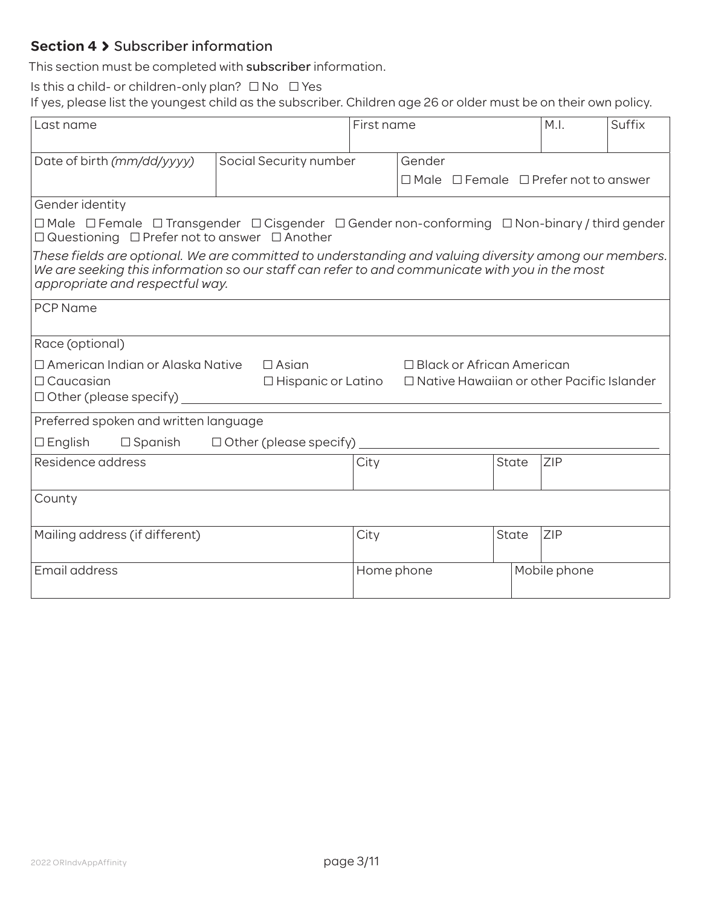## Section 4 › Subscriber information

This section must be completed with **subscriber** information.

Is this a child- or children-only plan? ☐ No ☐ Yes

If yes, please list the youngest child as the subscriber. Children age 26 or older must be on their own policy.

| Last name | First name | M.I. | Suffix |
|---|---|---|---|
| | | | |

| Date of birth *(mm/dd/yyyy)* | Social Security number | Gender ☐ Male ☐ Female ☐ Prefer not to answer |
|---|---|---|
| | | |

Gender identity

☐ Male ☐ Female ☐ Transgender ☐ Cisgender ☐ Gender non-conforming ☐ Non-binary / third gender ☐ Questioning ☐ Prefer not to answer ☐ Another

*These fields are optional. We are committed to understanding and valuing diversity among our members. We are seeking this information so our staff can refer to and communicate with you in the most appropriate and respectful way.*

PCP Name

Race (optional)

☐ American Indian or Alaska Native ☐ Asian ☐ Black or African American
☐ Caucasian ☐ Hispanic or Latino ☐ Native Hawaiian or other Pacific Islander
☐ Other (please specify) ____________________

Preferred spoken and written language

☐ English ☐ Spanish ☐ Other (please specify) ____________________

| Residence address | City | State | ZIP |
|---|---|---|---|
| | | | |

County

| Mailing address (if different) | City | State | ZIP |
|---|---|---|---|
| | | | |

| Email address | Home phone | Mobile phone |
|---|---|---|
| | | |

2022 ORIndvAppAffinity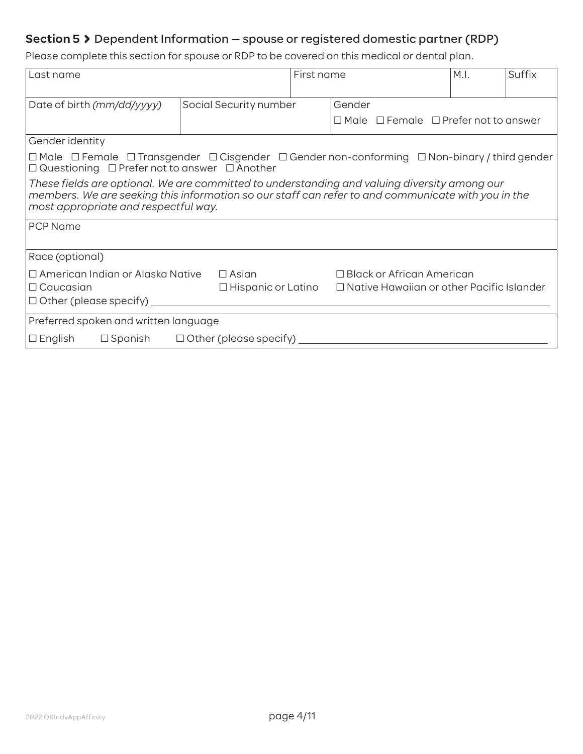## Section 5 › Dependent Information — spouse or registered domestic partner (RDP)

Please complete this section for spouse or RDP to be covered on this medical or dental plan.

| Last name | First name | M.I. | Suffix |
|---|---|---|---|
| | | | |

| Date of birth *(mm/dd/yyyy)* | Social Security number | Gender |
|---|---|---|
| | | ☐ Male ☐ Female ☐ Prefer not to answer |

Gender identity

☐ Male ☐ Female ☐ Transgender ☐ Cisgender ☐ Gender non-conforming ☐ Non-binary / third gender ☐ Questioning ☐ Prefer not to answer ☐ Another

*These fields are optional. We are committed to understanding and valuing diversity among our members. We are seeking this information so our staff can refer to and communicate with you in the most appropriate and respectful way.*

PCP Name

Race (optional)

☐ American Indian or Alaska Native ☐ Asian ☐ Black or African American
☐ Caucasian ☐ Hispanic or Latino ☐ Native Hawaiian or other Pacific Islander
☐ Other (please specify) ____________________

Preferred spoken and written language

☐ English ☐ Spanish ☐ Other (please specify) ____________________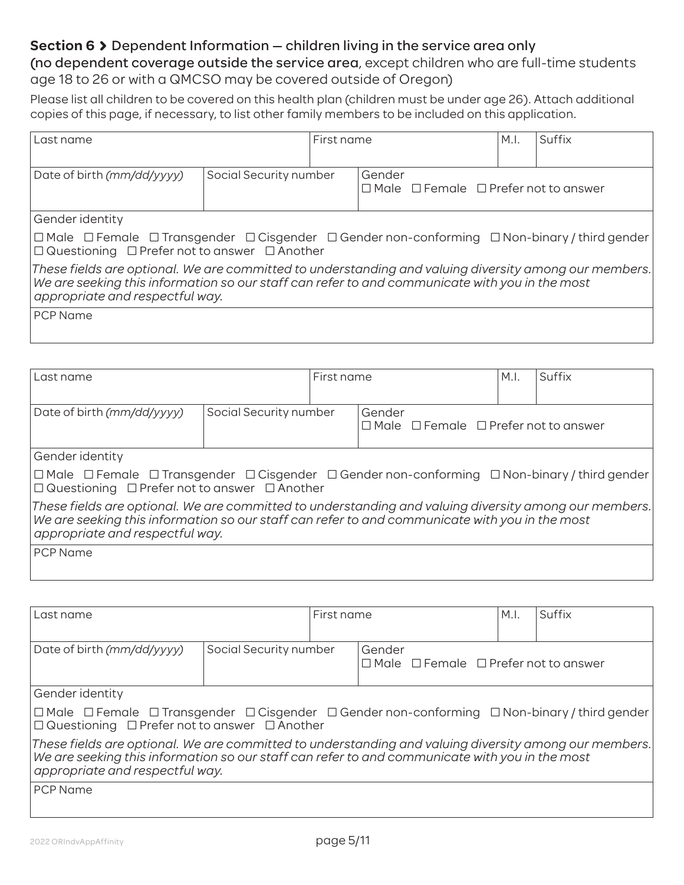## **Section 6 ›** Dependent Information — children living in the service area only

**(no dependent coverage outside the service area**, except children who are full-time students age 18 to 26 or with a QMCSO may be covered outside of Oregon)

Please list all children to be covered on this health plan (children must be under age 26). Attach additional copies of this page, if necessary, to list other family members to be included on this application.

| Last name | | First name | | M.I. | Suffix |
|---|---|---|---|---|---|
| Date of birth *(mm/dd/yyyy)* | Social Security number | | Gender ☐ Male ☐ Female ☐ Prefer not to answer | | |
| Gender identity ☐ Male ☐ Female ☐ Transgender ☐ Cisgender ☐ Gender non-conforming ☐ Non-binary / third gender ☐ Questioning ☐ Prefer not to answer ☐ Another | | | | | |
| *These fields are optional. We are committed to understanding and valuing diversity among our members. We are seeking this information so our staff can refer to and communicate with you in the most appropriate and respectful way.* | | | | | |
| PCP Name | | | | | |

| Last name | | First name | | M.I. | Suffix |
|---|---|---|---|---|---|
| Date of birth *(mm/dd/yyyy)* | Social Security number | | Gender ☐ Male ☐ Female ☐ Prefer not to answer | | |
| Gender identity ☐ Male ☐ Female ☐ Transgender ☐ Cisgender ☐ Gender non-conforming ☐ Non-binary / third gender ☐ Questioning ☐ Prefer not to answer ☐ Another | | | | | |
| *These fields are optional. We are committed to understanding and valuing diversity among our members. We are seeking this information so our staff can refer to and communicate with you in the most appropriate and respectful way.* | | | | | |
| PCP Name | | | | | |

| Last name | | First name | | M.I. | Suffix |
|---|---|---|---|---|---|
| Date of birth *(mm/dd/yyyy)* | Social Security number | | Gender ☐ Male ☐ Female ☐ Prefer not to answer | | |
| Gender identity ☐ Male ☐ Female ☐ Transgender ☐ Cisgender ☐ Gender non-conforming ☐ Non-binary / third gender ☐ Questioning ☐ Prefer not to answer ☐ Another | | | | | |
| *These fields are optional. We are committed to understanding and valuing diversity among our members. We are seeking this information so our staff can refer to and communicate with you in the most appropriate and respectful way.* | | | | | |
| PCP Name | | | | | |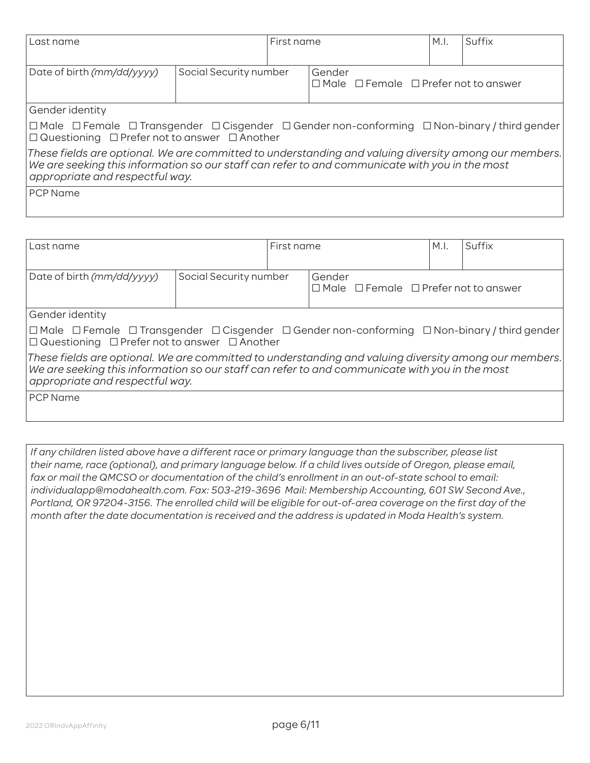| Last name | | First name | M.I. | Suffix |
|---|---|---|---|---|
| | | | | |

| Date of birth *(mm/dd/yyyy)* | Social Security number | Gender<br>☐ Male ☐ Female ☐ Prefer not to answer |
|---|---|---|
| | | |

Gender identity

☐ Male ☐ Female ☐ Transgender ☐ Cisgender ☐ Gender non-conforming ☐ Non-binary / third gender ☐ Questioning ☐ Prefer not to answer ☐ Another

*These fields are optional. We are committed to understanding and valuing diversity among our members. We are seeking this information so our staff can refer to and communicate with you in the most appropriate and respectful way.*

PCP Name

| Last name | | First name | M.I. | Suffix |
|---|---|---|---|---|
| | | | | |

| Date of birth *(mm/dd/yyyy)* | Social Security number | Gender<br>☐ Male ☐ Female ☐ Prefer not to answer |
|---|---|---|
| | | |

Gender identity

☐ Male ☐ Female ☐ Transgender ☐ Cisgender ☐ Gender non-conforming ☐ Non-binary / third gender ☐ Questioning ☐ Prefer not to answer ☐ Another

*These fields are optional. We are committed to understanding and valuing diversity among our members. We are seeking this information so our staff can refer to and communicate with you in the most appropriate and respectful way.*

PCP Name

*If any children listed above have a different race or primary language than the subscriber, please list their name, race (optional), and primary language below. If a child lives outside of Oregon, please email, fax or mail the QMCSO or documentation of the child's enrollment in an out-of-state school to email: individualapp@modahealth.com. Fax: 503-219-3696 Mail: Membership Accounting, 601 SW Second Ave., Portland, OR 97204-3156. The enrolled child will be eligible for out-of-area coverage on the first day of the month after the date documentation is received and the address is updated in Moda Health's system.*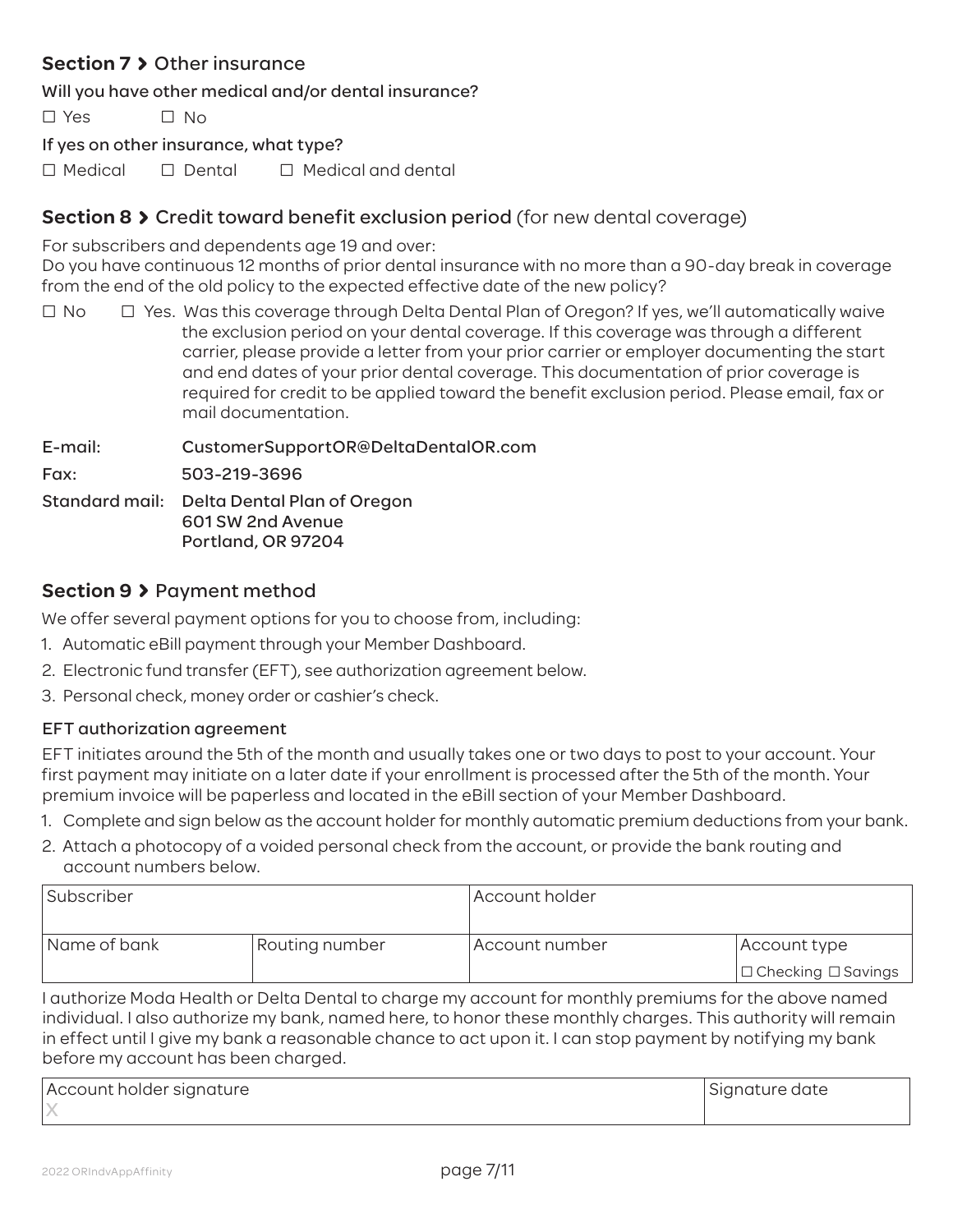## **Section 7** › Other insurance

Will you have other medical and/or dental insurance?

☐ Yes ☐ No

If yes on other insurance, what type?

☐ Medical ☐ Dental ☐ Medical and dental

## **Section 8** › Credit toward benefit exclusion period (for new dental coverage)

For subscribers and dependents age 19 and over:
Do you have continuous 12 months of prior dental insurance with no more than a 90-day break in coverage from the end of the old policy to the expected effective date of the new policy?

☐ No ☐ Yes. Was this coverage through Delta Dental Plan of Oregon? If yes, we'll automatically waive the exclusion period on your dental coverage. If this coverage was through a different carrier, please provide a letter from your prior carrier or employer documenting the start and end dates of your prior dental coverage. This documentation of prior coverage is required for credit to be applied toward the benefit exclusion period. Please email, fax or mail documentation.

E-mail: CustomerSupportOR@DeltaDentalOR.com

Fax: 503-219-3696

Standard mail: Delta Dental Plan of Oregon
601 SW 2nd Avenue
Portland, OR 97204

## **Section 9** › Payment method

We offer several payment options for you to choose from, including:

1. Automatic eBill payment through your Member Dashboard.
2. Electronic fund transfer (EFT), see authorization agreement below.
3. Personal check, money order or cashier's check.

### EFT authorization agreement

EFT initiates around the 5th of the month and usually takes one or two days to post to your account. Your first payment may initiate on a later date if your enrollment is processed after the 5th of the month. Your premium invoice will be paperless and located in the eBill section of your Member Dashboard.

1. Complete and sign below as the account holder for monthly automatic premium deductions from your bank.
2. Attach a photocopy of a voided personal check from the account, or provide the bank routing and account numbers below.

| Subscriber | | Account holder | |
|---|---|---|---|
| Name of bank | Routing number | Account number | Account type<br>☐ Checking ☐ Savings |

I authorize Moda Health or Delta Dental to charge my account for monthly premiums for the above named individual. I also authorize my bank, named here, to honor these monthly charges. This authority will remain in effect until I give my bank a reasonable chance to act upon it. I can stop payment by notifying my bank before my account has been charged.

| Account holder signature | Signature date |
|---|---|
| X | |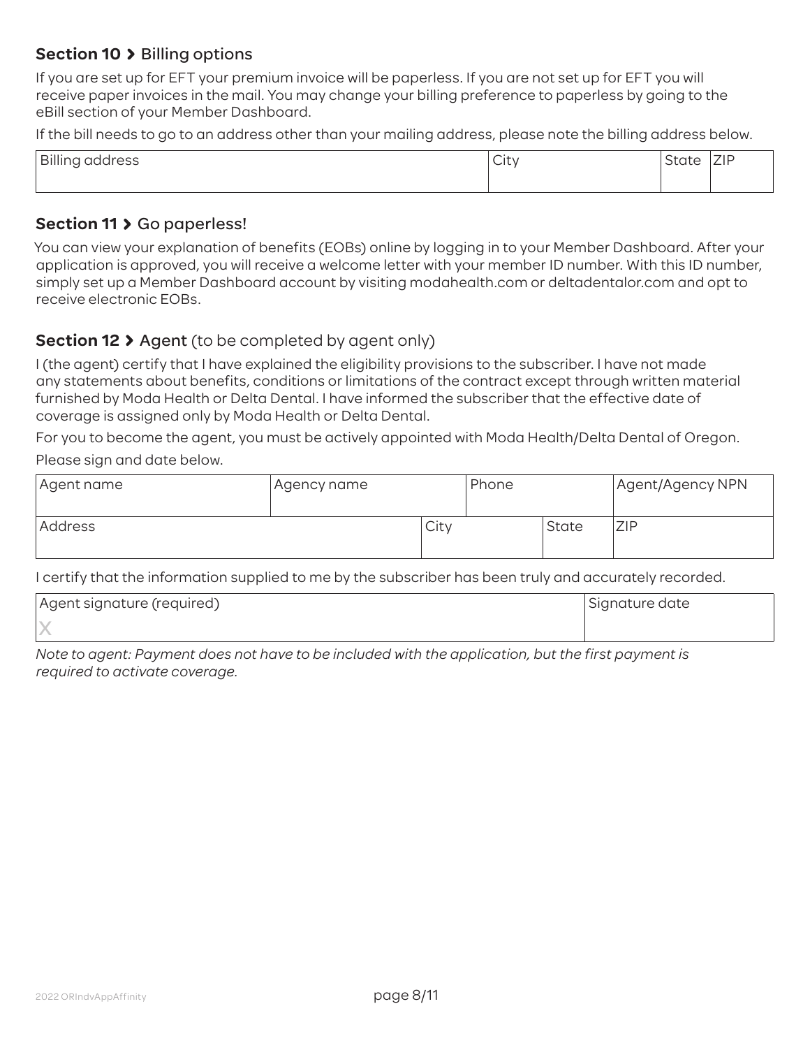## Section 10 › Billing options

If you are set up for EFT your premium invoice will be paperless. If you are not set up for EFT you will receive paper invoices in the mail. You may change your billing preference to paperless by going to the eBill section of your Member Dashboard.

If the bill needs to go to an address other than your mailing address, please note the billing address below.

| Billing address | City | State | ZIP |
|---|---|---|---|
| | | | |

## Section 11 › Go paperless!

You can view your explanation of benefits (EOBs) online by logging in to your Member Dashboard. After your application is approved, you will receive a welcome letter with your member ID number. With this ID number, simply set up a Member Dashboard account by visiting modahealth.com or deltadentalor.com and opt to receive electronic EOBs.

## Section 12 › Agent (to be completed by agent only)

I (the agent) certify that I have explained the eligibility provisions to the subscriber. I have not made any statements about benefits, conditions or limitations of the contract except through written material furnished by Moda Health or Delta Dental. I have informed the subscriber that the effective date of coverage is assigned only by Moda Health or Delta Dental.

For you to become the agent, you must be actively appointed with Moda Health/Delta Dental of Oregon.

Please sign and date below.

| Agent name | Agency name | Phone | Agent/Agency NPN |
|---|---|---|---|
| | | | |

| Address | City | State | ZIP |
|---|---|---|---|
| | | | |

I certify that the information supplied to me by the subscriber has been truly and accurately recorded.

| Agent signature (required) | Signature date |
|---|---|
| X | |

*Note to agent: Payment does not have to be included with the application, but the first payment is required to activate coverage.*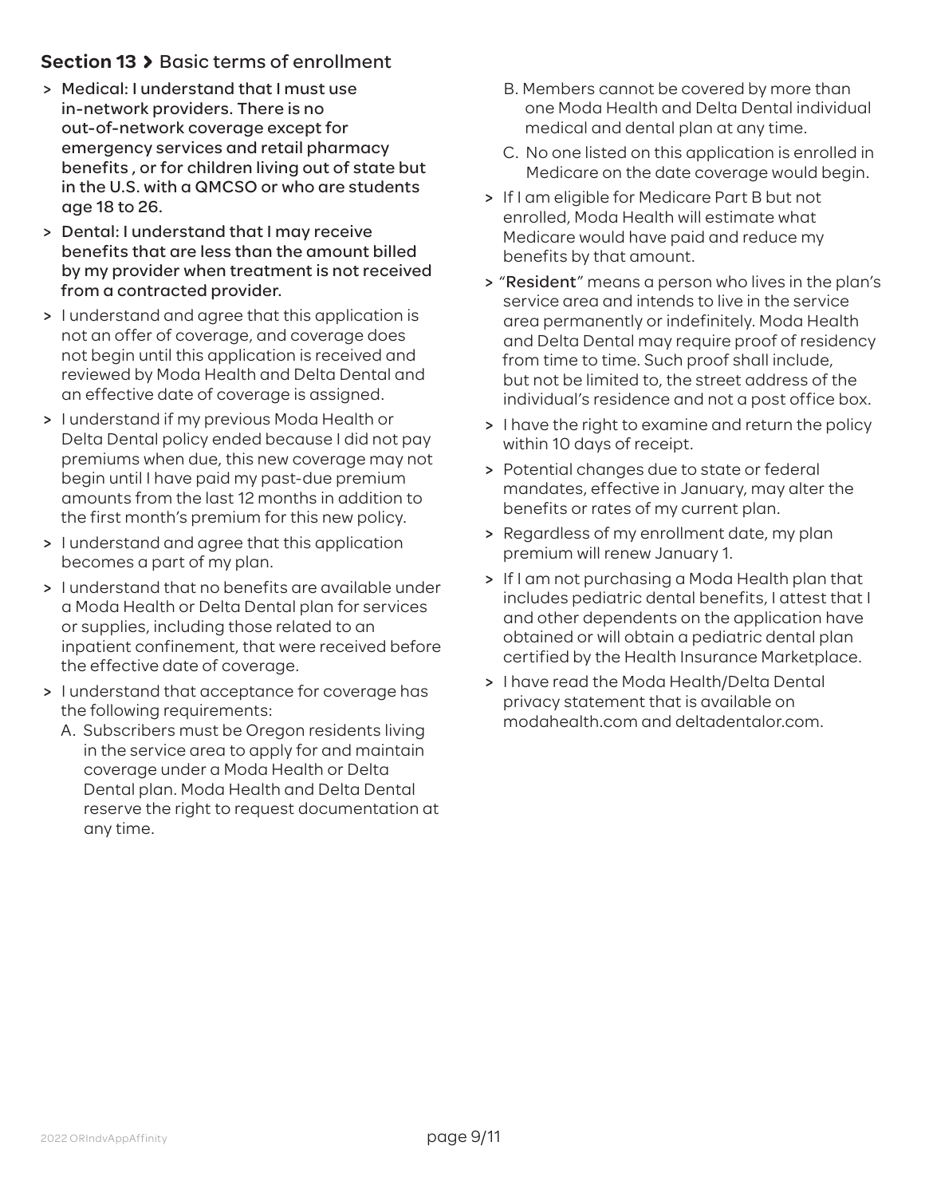## Section 13 › Basic terms of enrollment

- **Medical: I understand that I must use in-network providers. There is no out-of-network coverage except for emergency services and retail pharmacy benefits , or for children living out of state but in the U.S. with a QMCSO or who are students age 18 to 26.**
- **Dental: I understand that I may receive benefits that are less than the amount billed by my provider when treatment is not received from a contracted provider.**
- I understand and agree that this application is not an offer of coverage, and coverage does not begin until this application is received and reviewed by Moda Health and Delta Dental and an effective date of coverage is assigned.
- I understand if my previous Moda Health or Delta Dental policy ended because I did not pay premiums when due, this new coverage may not begin until I have paid my past-due premium amounts from the last 12 months in addition to the first month's premium for this new policy.
- I understand and agree that this application becomes a part of my plan.
- I understand that no benefits are available under a Moda Health or Delta Dental plan for services or supplies, including those related to an inpatient confinement, that were received before the effective date of coverage.
- I understand that acceptance for coverage has the following requirements:
  - A. Subscribers must be Oregon residents living in the service area to apply for and maintain coverage under a Moda Health or Delta Dental plan. Moda Health and Delta Dental reserve the right to request documentation at any time.
  - B. Members cannot be covered by more than one Moda Health and Delta Dental individual medical and dental plan at any time.
  - C. No one listed on this application is enrolled in Medicare on the date coverage would begin.
- If I am eligible for Medicare Part B but not enrolled, Moda Health will estimate what Medicare would have paid and reduce my benefits by that amount.
- "**Resident**" means a person who lives in the plan's service area and intends to live in the service area permanently or indefinitely. Moda Health and Delta Dental may require proof of residency from time to time. Such proof shall include, but not be limited to, the street address of the individual's residence and not a post office box.
- I have the right to examine and return the policy within 10 days of receipt.
- Potential changes due to state or federal mandates, effective in January, may alter the benefits or rates of my current plan.
- Regardless of my enrollment date, my plan premium will renew January 1.
- If I am not purchasing a Moda Health plan that includes pediatric dental benefits, I attest that I and other dependents on the application have obtained or will obtain a pediatric dental plan certified by the Health Insurance Marketplace.
- I have read the Moda Health/Delta Dental privacy statement that is available on modahealth.com and deltadentalor.com.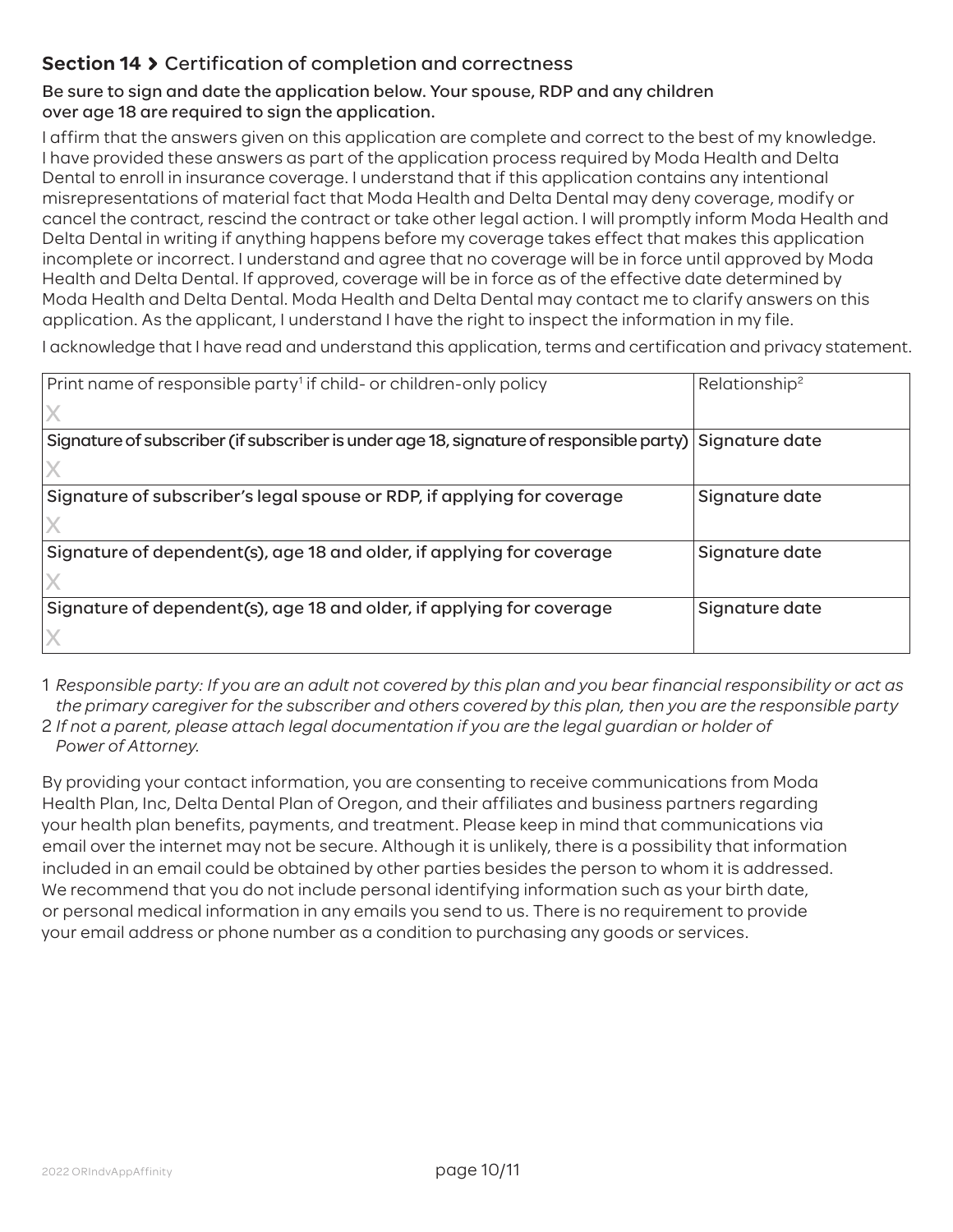## Section 14 › Certification of completion and correctness

**Be sure to sign and date the application below. Your spouse, RDP and any children over age 18 are required to sign the application.**

I affirm that the answers given on this application are complete and correct to the best of my knowledge. I have provided these answers as part of the application process required by Moda Health and Delta Dental to enroll in insurance coverage. I understand that if this application contains any intentional misrepresentations of material fact that Moda Health and Delta Dental may deny coverage, modify or cancel the contract, rescind the contract or take other legal action. I will promptly inform Moda Health and Delta Dental in writing if anything happens before my coverage takes effect that makes this application incomplete or incorrect. I understand and agree that no coverage will be in force until approved by Moda Health and Delta Dental. If approved, coverage will be in force as of the effective date determined by Moda Health and Delta Dental. Moda Health and Delta Dental may contact me to clarify answers on this application. As the applicant, I understand I have the right to inspect the information in my file.

I acknowledge that I have read and understand this application, terms and certification and privacy statement.

| Print name of responsible party[1] if child- or children-only policy | Relationship[2] |
|---|---|
| X | |
| **Signature of subscriber (if subscriber is under age 18, signature of responsible party)** | **Signature date** |
| X | |
| **Signature of subscriber's legal spouse or RDP, if applying for coverage** | **Signature date** |
| X | |
| **Signature of dependent(s), age 18 and older, if applying for coverage** | **Signature date** |
| X | |
| **Signature of dependent(s), age 18 and older, if applying for coverage** | **Signature date** |
| X | |

1 *Responsible party: If you are an adult not covered by this plan and you bear financial responsibility or act as the primary caregiver for the subscriber and others covered by this plan, then you are the responsible party*

2 *If not a parent, please attach legal documentation if you are the legal guardian or holder of Power of Attorney.*

By providing your contact information, you are consenting to receive communications from Moda Health Plan, Inc, Delta Dental Plan of Oregon, and their affiliates and business partners regarding your health plan benefits, payments, and treatment. Please keep in mind that communications via email over the internet may not be secure. Although it is unlikely, there is a possibility that information included in an email could be obtained by other parties besides the person to whom it is addressed. We recommend that you do not include personal identifying information such as your birth date, or personal medical information in any emails you send to us. There is no requirement to provide your email address or phone number as a condition to purchasing any goods or services.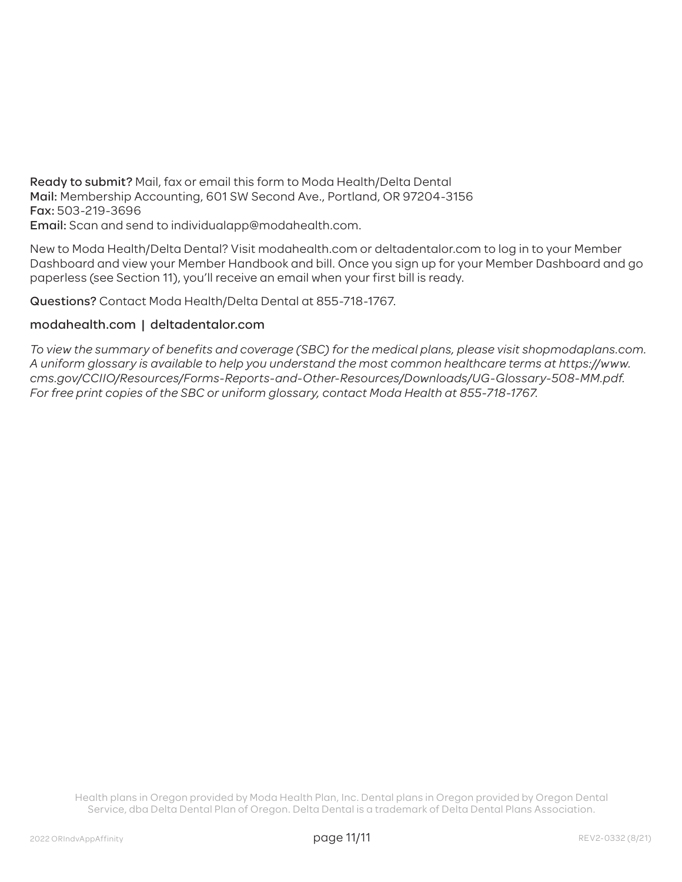**Ready to submit?** Mail, fax or email this form to Moda Health/Delta Dental
**Mail:** Membership Accounting, 601 SW Second Ave., Portland, OR 97204-3156
**Fax:** 503-219-3696
**Email:** Scan and send to individualapp@modahealth.com.

New to Moda Health/Delta Dental? Visit modahealth.com or deltadentalor.com to log in to your Member Dashboard and view your Member Handbook and bill. Once you sign up for your Member Dashboard and go paperless (see Section 11), you'll receive an email when your first bill is ready.

**Questions?** Contact Moda Health/Delta Dental at 855-718-1767.

**modahealth.com | deltadentalor.com**

*To view the summary of benefits and coverage (SBC) for the medical plans, please visit shopmodaplans.com. A uniform glossary is available to help you understand the most common healthcare terms at https://www.cms.gov/CCIIO/Resources/Forms-Reports-and-Other-Resources/Downloads/UG-Glossary-508-MM.pdf. For free print copies of the SBC or uniform glossary, contact Moda Health at 855-718-1767.*

Health plans in Oregon provided by Moda Health Plan, Inc. Dental plans in Oregon provided by Oregon Dental Service, dba Delta Dental Plan of Oregon. Delta Dental is a trademark of Delta Dental Plans Association.

2022 ORIndvAppAffinity REV2-0332 (8/21)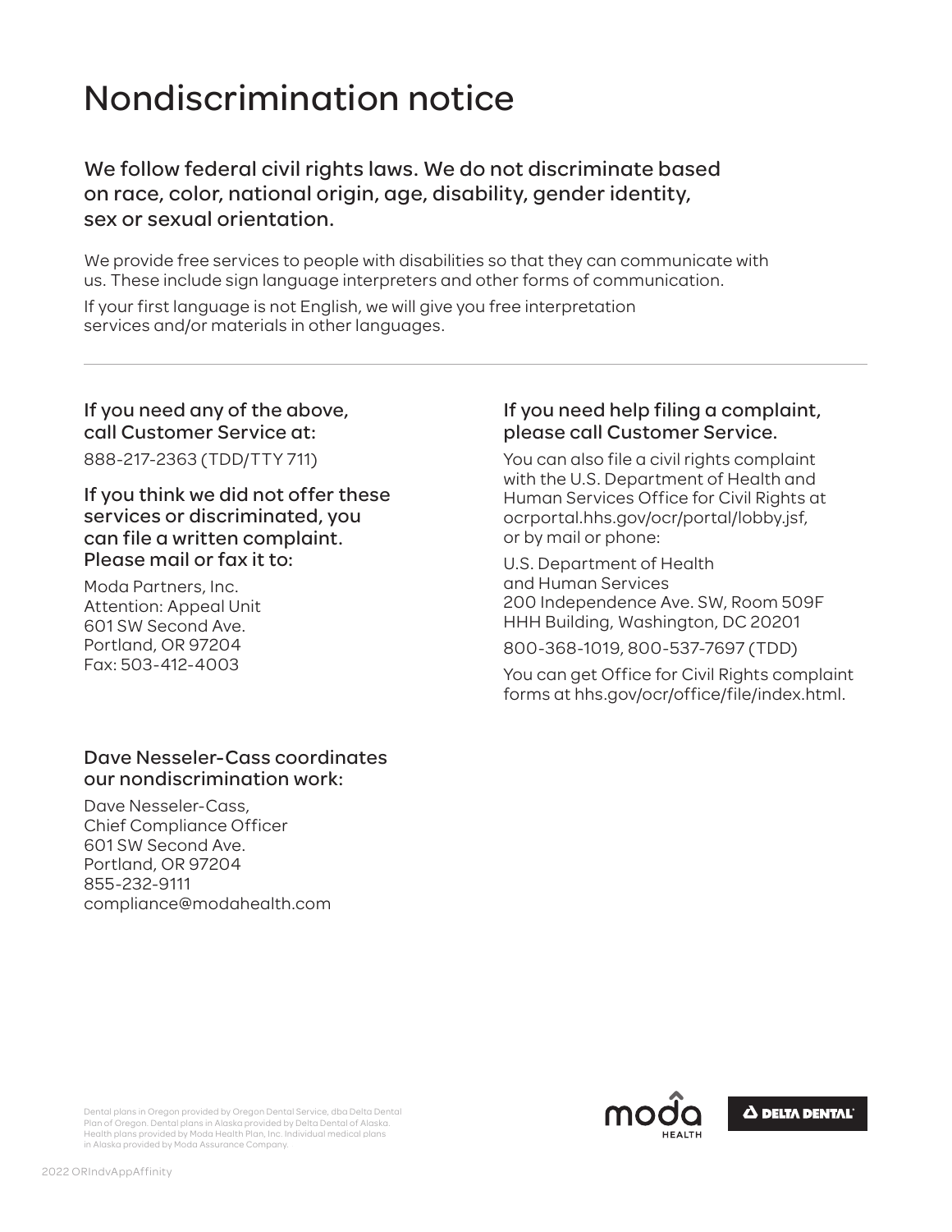# Nondiscrimination notice

## We follow federal civil rights laws. We do not discriminate based on race, color, national origin, age, disability, gender identity, sex or sexual orientation.

We provide free services to people with disabilities so that they can communicate with us. These include sign language interpreters and other forms of communication.

If your first language is not English, we will give you free interpretation services and/or materials in other languages.

---

### If you need any of the above, call Customer Service at:

888-217-2363 (TDD/TTY 711)

### If you think we did not offer these services or discriminated, you can file a written complaint. Please mail or fax it to:

Moda Partners, Inc.
Attention: Appeal Unit
601 SW Second Ave.
Portland, OR 97204
Fax: 503-412-4003

### If you need help filing a complaint, please call Customer Service.

You can also file a civil rights complaint with the U.S. Department of Health and Human Services Office for Civil Rights at ocrportal.hhs.gov/ocr/portal/lobby.jsf, or by mail or phone:

U.S. Department of Health and Human Services
200 Independence Ave. SW, Room 509F
HHH Building, Washington, DC 20201

800-368-1019, 800-537-7697 (TDD)

You can get Office for Civil Rights complaint forms at hhs.gov/ocr/office/file/index.html.

### Dave Nesseler-Cass coordinates our nondiscrimination work:

Dave Nesseler-Cass,
Chief Compliance Officer
601 SW Second Ave.
Portland, OR 97204
855-232-9111
compliance@modahealth.com

Dental plans in Oregon provided by Oregon Dental Service, dba Delta Dental Plan of Oregon. Dental plans in Alaska provided by Delta Dental of Alaska. Health plans provided by Moda Health Plan, Inc. Individual medical plans in Alaska provided by Moda Assurance Company.

2022 ORIndvAppAffinity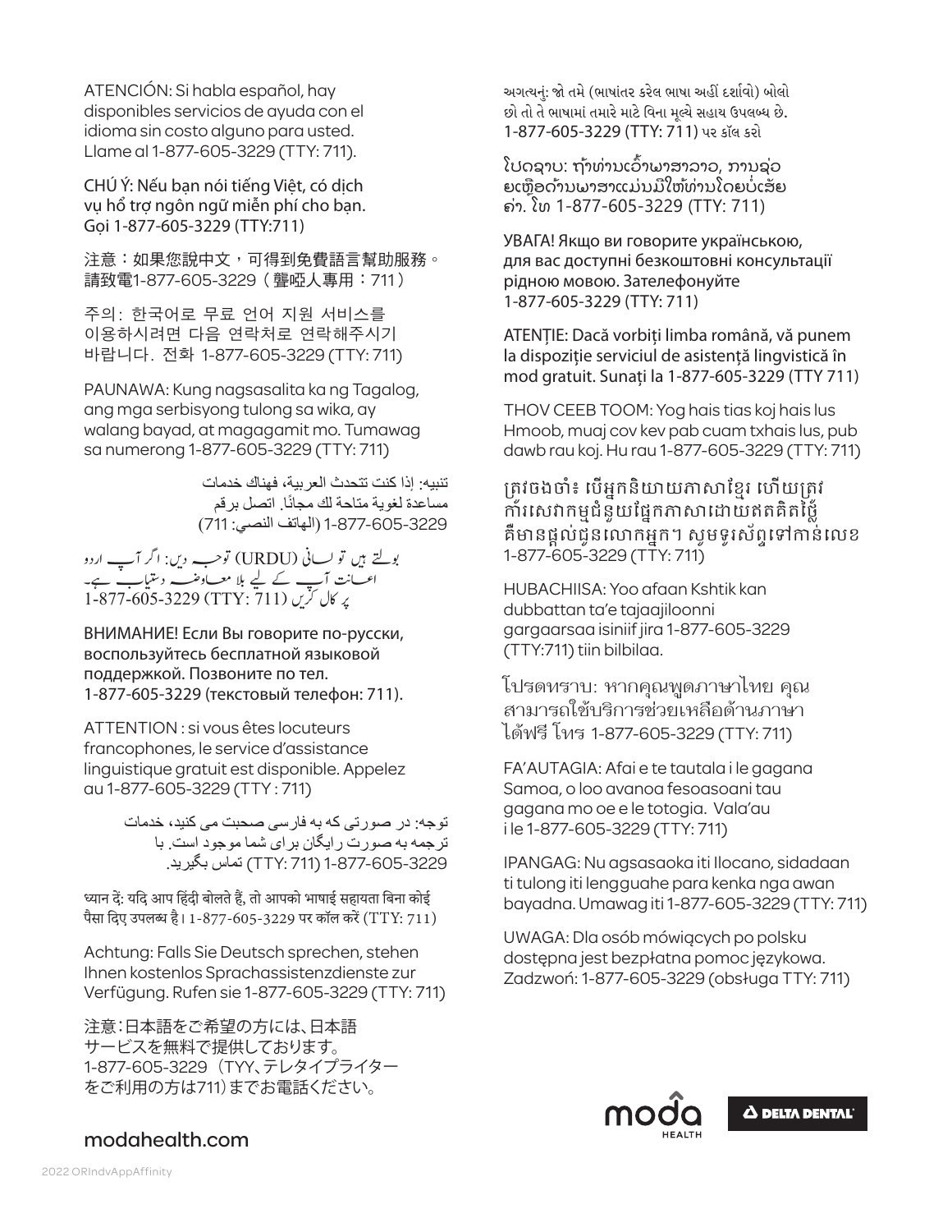ATENCIÓN: Si habla español, hay disponibles servicios de ayuda con el idioma sin costo alguno para usted. Llame al 1-877-605-3229 (TTY: 711).

CHÚ Ý: Nếu bạn nói tiếng Việt, có dịch vụ hỗ trợ ngôn ngữ miễn phí cho bạn. Gọi 1-877-605-3229 (TTY:711)

注意：如果您說中文，可得到免費語言幫助服務。請致電1-877-605-3229（聾啞人專用：711）

주의: 한국어로 무료 언어 지원 서비스를 이용하시려면 다음 연락처로 연락해주시기 바랍니다. 전화 1-877-605-3229 (TTY: 711)

PAUNAWA: Kung nagsasalita ka ng Tagalog, ang mga serbisyong tulong sa wika, ay walang bayad, at magagamit mo. Tumawag sa numerong 1-877-605-3229 (TTY: 711)

تنبيه: إذا كنت تتحدث العربية، فهناك خدمات مساعدة لغوية متاحة لك مجانًا. اتصل برقم 1-877-605-3229 (الهاتف النصي: 711)

توجہ دیں: اگر آپ اردو (URDU) بولتے ہیں تو لسانی اعانت آپ کے لیے بلا معاوضہ دستیاب ہے۔ 1-877-605-3229 (TTY: 711) پر کال کریں

ВНИМАНИЕ! Если Вы говорите по-русски, воспользуйтесь бесплатной языковой поддержкой. Позвоните по тел. 1-877-605-3229 (текстовый телефон: 711).

ATTENTION : si vous êtes locuteurs francophones, le service d'assistance linguistique gratuit est disponible. Appelez au 1-877-605-3229 (TTY : 711)

توجه: در صورتی که به فارسی صحبت می کنید، خدمات ترجمه به صورت رایگان برای شما موجود است. با 1-877-605-3229 (TTY: 711) تماس بگیرید.

ध्यान दें: यदि आप हिंदी बोलते हैं, तो आपको भाषाई सहायता बिना कोई पैसा दिए उपलब्ध है। 1-877-605-3229 पर कॉल करें (TTY: 711)

Achtung: Falls Sie Deutsch sprechen, stehen Ihnen kostenlos Sprachassistenzdienste zur Verfügung. Rufen sie 1-877-605-3229 (TTY: 711)

注意：日本語をご希望の方には、日本語サービスを無料で提供しております。1-877-605-3229（TYY、テレタイプライターをご利用の方は711）までお電話ください。

અગત્યનું: જો તમે (ભાષાંતર કરેલ ભાષા અહીં દર્શાવો) બોલો છો તો તે ભાષામાં તમારે માટે વિના મૂલ્યે સહાય ઉપલબ્ધ છે. 1-877-605-3229 (TTY: 711) પર કૉલ કરો

ໂປດຊາບ: ຖ້າທ່ານເວົ້າພາສາລາວ, ການຊ່ວຍເຫຼືອດ້ານພາສາແມ່ນມີໃຫ້ທ່ານໂດຍບໍ່ເສຍຄ່າ. ໂທ 1-877-605-3229 (TTY: 711)

УВАГА! Якщо ви говорите українською, для вас доступні безкоштовні консультації рідною мовою. Зателефонуйте 1-877-605-3229 (TTY: 711)

ATENȚIE: Dacă vorbiți limba română, vă punem la dispoziție serviciul de asistență lingvistică în mod gratuit. Sunați la 1-877-605-3229 (TTY 711)

THOV CEEB TOOM: Yog hais tias koj hais lus Hmoob, muaj cov kev pab cuam txhais lus, pub dawb rau koj. Hu rau 1-877-605-3229 (TTY: 711)

ប្រុងប្រយ័ត្ន៖ បើអ្នកនិយាយភាសាខ្មែរ ហើយត្រូវការសេវាកម្មជំនួយផ្នែកភាសាដោយឥតគិតថ្លៃ គឺមានផ្តល់ជូនលោកអ្នក។ សូមទូរស័ព្ទទៅកាន់លេខ 1-877-605-3229 (TTY: 711)

HUBACHIISA: Yoo afaan Kshtik kan dubbattan ta'e tajaajiloonni gargaarsaa isiniif jira 1-877-605-3229 (TTY:711) tiin bilbilaa.

โปรดทราบ: หากคุณพูดภาษาไทย คุณสามารถใช้บริการช่วยเหลือด้านภาษาได้ฟรี โทร 1-877-605-3229 (TTY: 711)

FA'AUTAGIA: Afai e te tautala i le gagana Samoa, o loo avanoa fesoasoani tau gagana mo oe e le totogia. Vala'au i le 1-877-605-3229 (TTY: 711)

IPANGAG: Nu agsasaoka iti Ilocano, sidadaan ti tulong iti lengguahe para kenka nga awan bayadna. Umawag iti 1-877-605-3229 (TTY: 711)

UWAGA: Dla osób mówiących po polsku dostępna jest bezpłatna pomoc językowa. Zadzwoń: 1-877-605-3229 (obsługa TTY: 711)

modahealth.com

moda HEALTH

DELTA DENTAL

2022 ORIndvAppAffinity